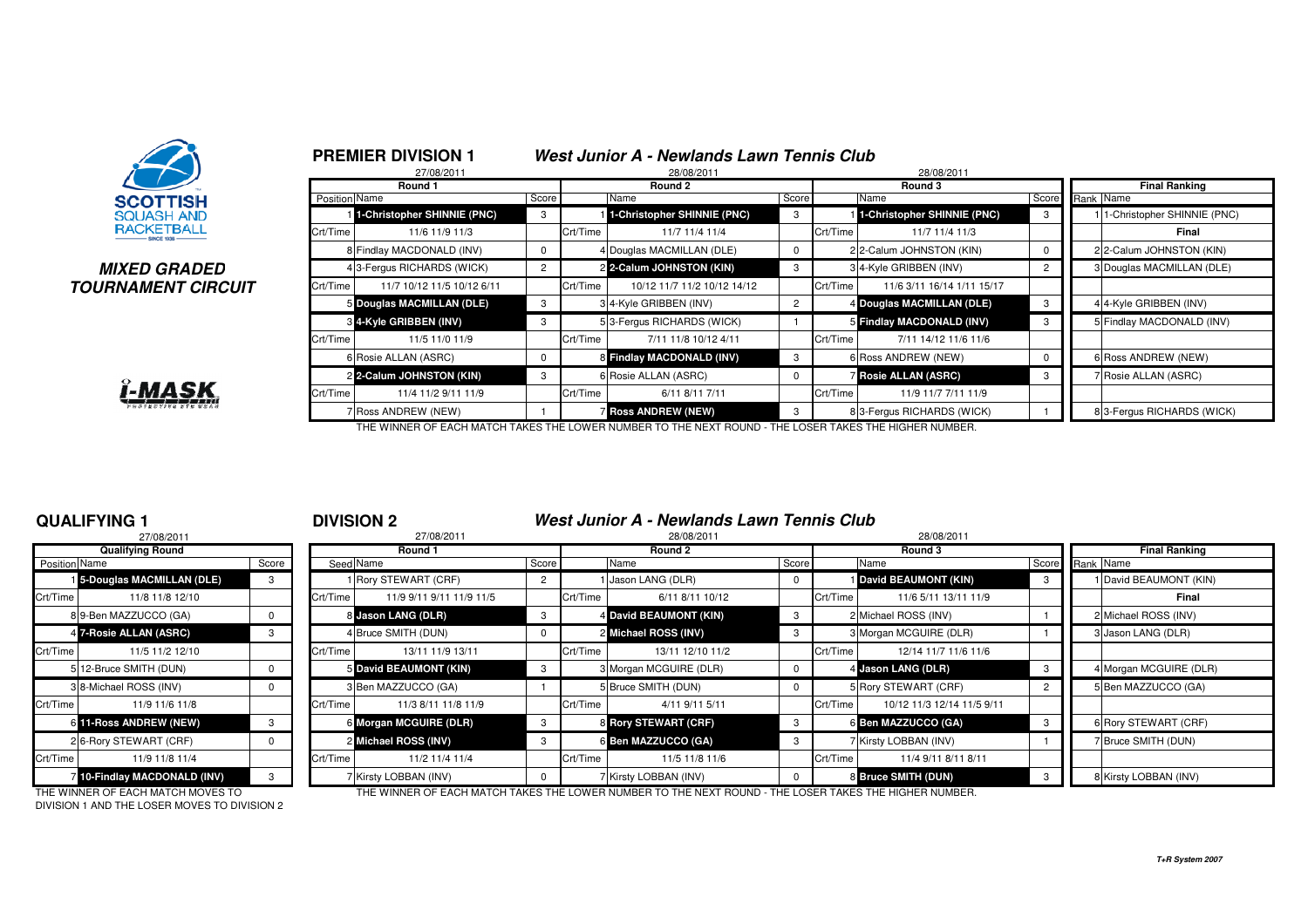SCOTTISH SQUASH AND RACKETBALL

## MIXED GRADED TOURNAMENT CIRCUIT

## PREMIER DIVISION 1 — *West Junior A - Newlands Lawn Tennis Club*

| Round 1 (27/08/2011) | | Score | Round 2 (28/08/2011) | | Score | Round 3 (28/08/2011) | | Score | Final Ranking | |
|---|---|---|---|---|---|---|---|---|---|---|
| Position | Name | | | Name | | | Name | | Rank | Name |
| 1 | **1-Christopher SHINNIE (PNC)** | 3 | 1 | **1-Christopher SHINNIE (PNC)** | 3 | 1 | **1-Christopher SHINNIE (PNC)** | 3 | 1 | 1-Christopher SHINNIE (PNC) |
| Crt/Time | 11/6 11/9 11/3 | | Crt/Time | 11/7 11/4 11/4 | | Crt/Time | 11/7 11/4 11/3 | | | Final |
| 8 | Findlay MACDONALD (INV) | 0 | 4 | Douglas MACMILLAN (DLE) | 0 | 2 | 2-Calum JOHNSTON (KIN) | 0 | 2 | 2-Calum JOHNSTON (KIN) |
| 4 | 3-Fergus RICHARDS (WICK) | 2 | 2 | **2-Calum JOHNSTON (KIN)** | 3 | 3 | 4-Kyle GRIBBEN (INV) | 2 | 3 | Douglas MACMILLAN (DLE) |
| Crt/Time | 11/7 10/12 11/5 10/12 6/11 | | Crt/Time | 10/12 11/7 11/2 10/12 14/12 | | Crt/Time | 11/6 3/11 16/14 1/11 15/17 | | | |
| 5 | **Douglas MACMILLAN (DLE)** | 3 | 3 | 4-Kyle GRIBBEN (INV) | 2 | 4 | **Douglas MACMILLAN (DLE)** | 3 | 4 | 4-Kyle GRIBBEN (INV) |
| 3 | **4-Kyle GRIBBEN (INV)** | 3 | 5 | 3-Fergus RICHARDS (WICK) | 1 | 5 | **Findlay MACDONALD (INV)** | 3 | 5 | Findlay MACDONALD (INV) |
| Crt/Time | 11/5 11/0 11/9 | | Crt/Time | 7/11 11/8 10/12 4/11 | | Crt/Time | 7/11 14/12 11/6 11/6 | | | |
| 6 | Rosie ALLAN (ASRC) | 0 | 8 | **Findlay MACDONALD (INV)** | 3 | 6 | Ross ANDREW (NEW) | 0 | 6 | Ross ANDREW (NEW) |
| 2 | **2-Calum JOHNSTON (KIN)** | 3 | 6 | Rosie ALLAN (ASRC) | 0 | 7 | **Rosie ALLAN (ASRC)** | 3 | 7 | Rosie ALLAN (ASRC) |
| Crt/Time | 11/4 11/2 9/11 11/9 | | Crt/Time | 6/11 8/11 7/11 | | Crt/Time | 11/9 11/7 7/11 11/9 | | | |
| 7 | Ross ANDREW (NEW) | 1 | 7 | **Ross ANDREW (NEW)** | 3 | 8 | 3-Fergus RICHARDS (WICK) | 1 | 8 | 3-Fergus RICHARDS (WICK) |

THE WINNER OF EACH MATCH TAKES THE LOWER NUMBER TO THE NEXT ROUND - THE LOSER TAKES THE HIGHER NUMBER.

## QUALIFYING 1

| Qualifying Round (27/08/2011) | | Score |
|---|---|---|
| Position | Name | |
| 1 | **5-Douglas MACMILLAN (DLE)** | 3 |
| Crt/Time | 11/8 11/8 12/10 | |
| 8 | 9-Ben MAZZUCCO (GA) | 0 |
| 4 | **7-Rosie ALLAN (ASRC)** | 3 |
| Crt/Time | 11/5 11/2 12/10 | |
| 5 | 12-Bruce SMITH (DUN) | 0 |
| 3 | 8-Michael ROSS (INV) | 0 |
| Crt/Time | 11/9 11/6 11/8 | |
| 6 | **11-Ross ANDREW (NEW)** | 3 |
| 2 | 6-Rory STEWART (CRF) | 0 |
| Crt/Time | 11/9 11/8 11/4 | |
| 7 | **10-Findlay MACDONALD (INV)** | 3 |

THE WINNER OF EACH MATCH MOVES TO DIVISION 1 AND THE LOSER MOVES TO DIVISION 2

## DIVISION 2 — *West Junior A - Newlands Lawn Tennis Club*

| Round 1 (27/08/2011) | | Score | Round 2 (28/08/2011) | | Score | Round 3 (28/08/2011) | | Score | Final Ranking | |
|---|---|---|---|---|---|---|---|---|---|---|
| Seed | Name | | | Name | | | Name | | Rank | Name |
| 1 | Rory STEWART (CRF) | 2 | 1 | Jason LANG (DLR) | 0 | 1 | **David BEAUMONT (KIN)** | 3 | 1 | David BEAUMONT (KIN) |
| Crt/Time | 11/9 9/11 9/11 11/9 11/5 | | Crt/Time | 6/11 8/11 10/12 | | Crt/Time | 11/6 5/11 13/11 11/9 | | | Final |
| 8 | **Jason LANG (DLR)** | 3 | 4 | **David BEAUMONT (KIN)** | 3 | 2 | Michael ROSS (INV) | 1 | 2 | Michael ROSS (INV) |
| 4 | Bruce SMITH (DUN) | 0 | 2 | **Michael ROSS (INV)** | 3 | 3 | Morgan MCGUIRE (DLR) | 1 | 3 | Jason LANG (DLR) |
| Crt/Time | 13/11 11/9 13/11 | | Crt/Time | 13/11 12/10 11/2 | | Crt/Time | 12/14 11/7 11/6 11/6 | | | |
| 5 | **David BEAUMONT (KIN)** | 3 | 3 | Morgan MCGUIRE (DLR) | 0 | 4 | **Jason LANG (DLR)** | 3 | 4 | Morgan MCGUIRE (DLR) |
| 3 | Ben MAZZUCCO (GA) | 1 | 5 | Bruce SMITH (DUN) | 0 | 5 | Rory STEWART (CRF) | 2 | 5 | Ben MAZZUCCO (GA) |
| Crt/Time | 11/3 8/11 11/8 11/9 | | Crt/Time | 4/11 9/11 5/11 | | Crt/Time | 10/12 11/3 12/14 11/5 9/11 | | | |
| 6 | **Morgan MCGUIRE (DLR)** | 3 | 8 | **Rory STEWART (CRF)** | 3 | 6 | **Ben MAZZUCCO (GA)** | 3 | 6 | Rory STEWART (CRF) |
| 2 | **Michael ROSS (INV)** | 3 | 6 | **Ben MAZZUCCO (GA)** | 3 | 7 | Kirsty LOBBAN (INV) | 1 | 7 | Bruce SMITH (DUN) |
| Crt/Time | 11/2 11/4 11/4 | | Crt/Time | 11/5 11/8 11/6 | | Crt/Time | 11/4 9/11 8/11 8/11 | | | |
| 7 | Kirsty LOBBAN (INV) | 0 | 7 | Kirsty LOBBAN (INV) | 0 | 8 | **Bruce SMITH (DUN)** | 3 | 8 | Kirsty LOBBAN (INV) |

THE WINNER OF EACH MATCH TAKES THE LOWER NUMBER TO THE NEXT ROUND - THE LOSER TAKES THE HIGHER NUMBER.

*T+R System 2007*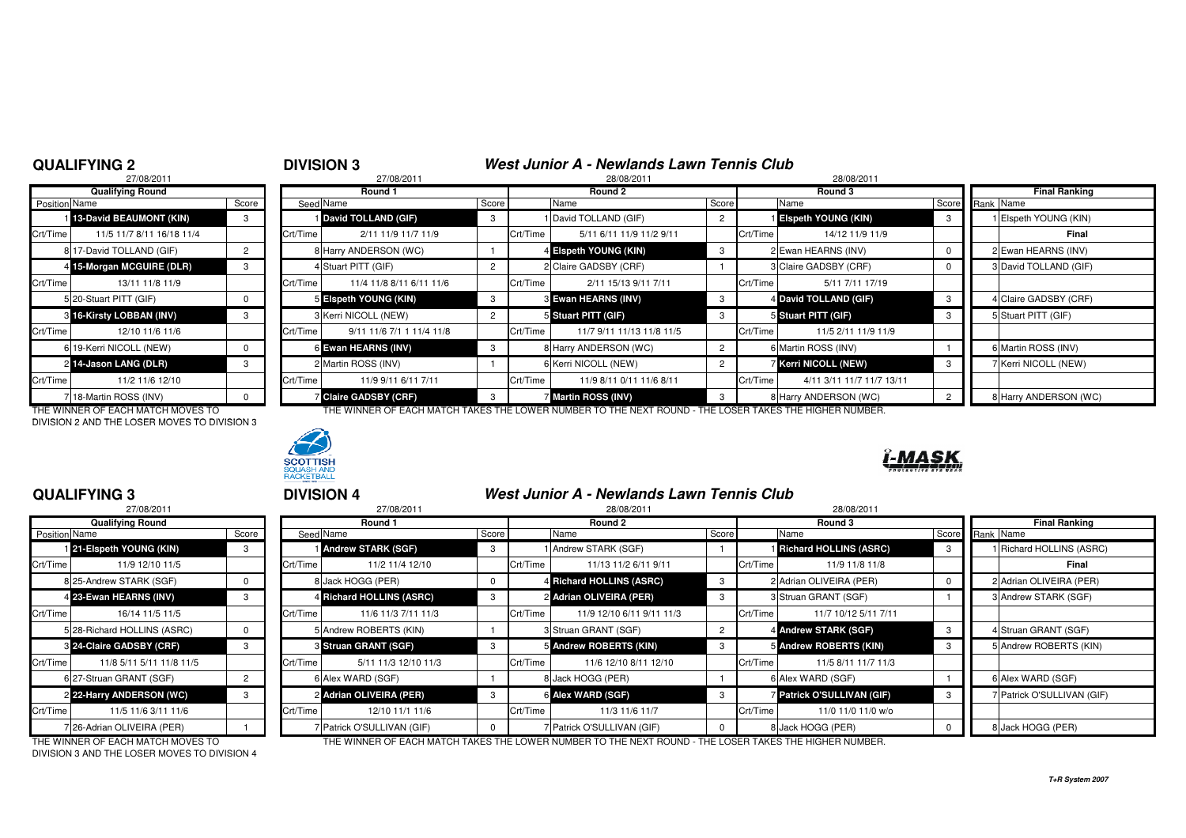## QUALIFYING 2

27/08/2011

| Position | Name | Score |
|---|---|---|
| | **Qualifying Round** | |
| 1 | **13-David BEAUMONT (KIN)** | 3 |
| Crt/Time | 11/5 11/7 8/11 16/18 11/4 | |
| 8 | 17-David TOLLAND (GIF) | 2 |
| 4 | **15-Morgan MCGUIRE (DLR)** | 3 |
| Crt/Time | 13/11 11/8 11/9 | |
| 5 | 20-Stuart PITT (GIF) | 0 |
| 3 | **16-Kirsty LOBBAN (INV)** | 3 |
| Crt/Time | 12/10 11/6 11/6 | |
| 6 | 19-Kerri NICOLL (NEW) | 0 |
| 2 | **14-Jason LANG (DLR)** | 3 |
| Crt/Time | 11/2 11/6 12/10 | |
| 7 | 18-Martin ROSS (INV) | 0 |

THE WINNER OF EACH MATCH MOVES TO DIVISION 2 AND THE LOSER MOVES TO DIVISION 3

## DIVISION 3

### West Junior A - Newlands Lawn Tennis Club

| Seed | Round 1 (27/08/2011) | Score | | Round 2 (28/08/2011) | Score | | Round 3 (28/08/2011) | Score | Rank | Final Ranking |
|---|---|---|---|---|---|---|---|---|---|---|
| 1 | **David TOLLAND (GIF)** | 3 | 1 | David TOLLAND (GIF) | 2 | 1 | **Elspeth YOUNG (KIN)** | 3 | 1 | Elspeth YOUNG (KIN) |
| Crt/Time | 2/11 11/9 11/7 11/9 | | Crt/Time | 5/11 6/11 11/9 11/2 9/11 | | Crt/Time | 14/12 11/9 11/9 | | | **Final** |
| 8 | Harry ANDERSON (WC) | 1 | 4 | **Elspeth YOUNG (KIN)** | 3 | 2 | Ewan HEARNS (INV) | 0 | 2 | Ewan HEARNS (INV) |
| 4 | Stuart PITT (GIF) | 2 | 2 | Claire GADSBY (CRF) | 1 | 3 | Claire GADSBY (CRF) | 0 | 3 | David TOLLAND (GIF) |
| Crt/Time | 11/4 11/8 8/11 6/11 11/6 | | Crt/Time | 2/11 15/13 9/11 7/11 | | Crt/Time | 5/11 7/11 17/19 | | | |
| 5 | **Elspeth YOUNG (KIN)** | 3 | 3 | **Ewan HEARNS (INV)** | 3 | 4 | **David TOLLAND (GIF)** | 3 | 4 | Claire GADSBY (CRF) |
| 3 | Kerri NICOLL (NEW) | 2 | 5 | **Stuart PITT (GIF)** | 3 | 5 | **Stuart PITT (GIF)** | 3 | 5 | Stuart PITT (GIF) |
| Crt/Time | 9/11 11/6 7/1 1 11/4 11/8 | | Crt/Time | 11/7 9/11 11/13 11/8 11/5 | | Crt/Time | 11/5 2/11 11/9 11/9 | | | |
| 6 | **Ewan HEARNS (INV)** | 3 | 8 | Harry ANDERSON (WC) | 2 | 6 | Martin ROSS (INV) | 1 | 6 | Martin ROSS (INV) |
| 2 | Martin ROSS (INV) | 1 | 6 | Kerri NICOLL (NEW) | 2 | 7 | **Kerri NICOLL (NEW)** | 3 | 7 | Kerri NICOLL (NEW) |
| Crt/Time | 11/9 9/11 6/11 7/11 | | Crt/Time | 11/9 8/11 0/11 11/6 8/11 | | Crt/Time | 4/11 3/11 11/7 11/7 13/11 | | | |
| 7 | **Claire GADSBY (CRF)** | 3 | 7 | **Martin ROSS (INV)** | 3 | 8 | Harry ANDERSON (WC) | 2 | 8 | Harry ANDERSON (WC) |

THE WINNER OF EACH MATCH TAKES THE LOWER NUMBER TO THE NEXT ROUND - THE LOSER TAKES THE HIGHER NUMBER.

## QUALIFYING 3

27/08/2011

| Position | Name | Score |
|---|---|---|
| | **Qualifying Round** | |
| 1 | **21-Elspeth YOUNG (KIN)** | 3 |
| Crt/Time | 11/9 12/10 11/5 | |
| 8 | 25-Andrew STARK (SGF) | 0 |
| 4 | **23-Ewan HEARNS (INV)** | 3 |
| Crt/Time | 16/14 11/5 11/5 | |
| 5 | 28-Richard HOLLINS (ASRC) | 0 |
| 3 | **24-Claire GADSBY (CRF)** | 3 |
| Crt/Time | 11/8 5/11 5/11 11/8 11/5 | |
| 6 | 27-Struan GRANT (SGF) | 2 |
| 2 | **22-Harry ANDERSON (WC)** | 3 |
| Crt/Time | 11/5 11/6 3/11 11/6 | |
| 7 | 26-Adrian OLIVEIRA (PER) | 1 |

THE WINNER OF EACH MATCH MOVES TO DIVISION 3 AND THE LOSER MOVES TO DIVISION 4

## DIVISION 4

### West Junior A - Newlands Lawn Tennis Club

| Seed | Round 1 (27/08/2011) | Score | | Round 2 (28/08/2011) | Score | | Round 3 (28/08/2011) | Score | Rank | Final Ranking |
|---|---|---|---|---|---|---|---|---|---|---|
| 1 | **Andrew STARK (SGF)** | 3 | 1 | Andrew STARK (SGF) | 1 | 1 | **Richard HOLLINS (ASRC)** | 3 | 1 | Richard HOLLINS (ASRC) |
| Crt/Time | 11/2 11/4 12/10 | | Crt/Time | 11/13 11/2 6/11 9/11 | | Crt/Time | 11/9 11/8 11/8 | | | **Final** |
| 8 | Jack HOGG (PER) | 0 | 4 | **Richard HOLLINS (ASRC)** | 3 | 2 | Adrian OLIVEIRA (PER) | 0 | 2 | Adrian OLIVEIRA (PER) |
| 4 | **Richard HOLLINS (ASRC)** | 3 | 2 | **Adrian OLIVEIRA (PER)** | 3 | 3 | Struan GRANT (SGF) | 1 | 3 | Andrew STARK (SGF) |
| Crt/Time | 11/6 11/3 7/11 11/3 | | Crt/Time | 11/9 12/10 6/11 9/11 11/3 | | Crt/Time | 11/7 10/12 5/11 7/11 | | | |
| 5 | Andrew ROBERTS (KIN) | 1 | 3 | Struan GRANT (SGF) | 2 | 4 | **Andrew STARK (SGF)** | 3 | 4 | Struan GRANT (SGF) |
| 3 | **Struan GRANT (SGF)** | 3 | 5 | **Andrew ROBERTS (KIN)** | 3 | 5 | **Andrew ROBERTS (KIN)** | 3 | 5 | Andrew ROBERTS (KIN) |
| Crt/Time | 5/11 11/3 12/10 11/3 | | Crt/Time | 11/6 12/10 8/11 12/10 | | Crt/Time | 11/5 8/11 11/7 11/3 | | | |
| 6 | Alex WARD (SGF) | 1 | 8 | Jack HOGG (PER) | 1 | 6 | Alex WARD (SGF) | 1 | 6 | Alex WARD (SGF) |
| 2 | **Adrian OLIVEIRA (PER)** | 3 | 6 | **Alex WARD (SGF)** | 3 | 7 | **Patrick O'SULLIVAN (GIF)** | 3 | 7 | Patrick O'SULLIVAN (GIF) |
| Crt/Time | 12/10 11/1 11/6 | | Crt/Time | 11/3 11/6 11/7 | | Crt/Time | 11/0 11/0 11/0 w/o | | | |
| 7 | Patrick O'SULLIVAN (GIF) | 0 | 7 | Patrick O'SULLIVAN (GIF) | 0 | 8 | Jack HOGG (PER) | 0 | 8 | Jack HOGG (PER) |

THE WINNER OF EACH MATCH TAKES THE LOWER NUMBER TO THE NEXT ROUND - THE LOSER TAKES THE HIGHER NUMBER.

T+R System 2007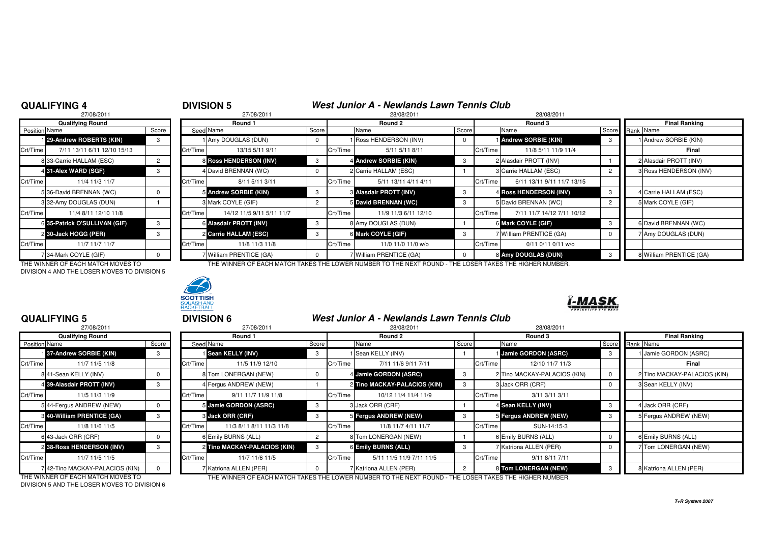## QUALIFYING 4

27/08/2011

| Position | Name | Score |
|---|---|---|
| **Qualifying Round** | | |
| 1 | **29-Andrew ROBERTS (KIN)** | 3 |
| Crt/Time | 7/11 13/11 6/11 12/10 15/13 | |
| 8 | 33-Carrie HALLAM (ESC) | 2 |
| 4 | **31-Alex WARD (SGF)** | 3 |
| Crt/Time | 11/4 11/3 11/7 | |
| 5 | 36-David BRENNAN (WC) | 0 |
| 3 | 32-Amy DOUGLAS (DUN) | 1 |
| Crt/Time | 11/4 8/11 12/10 11/8 | |
| 6 | **35-Patrick O'SULLIVAN (GIF)** | 3 |
| 2 | **30-Jack HOGG (PER)** | 3 |
| Crt/Time | 11/7 11/7 11/7 | |
| 7 | 34-Mark COYLE (GIF) | 0 |

THE WINNER OF EACH MATCH MOVES TO DIVISION 4 AND THE LOSER MOVES TO DIVISION 5

## DIVISION 5 — *West Junior A - Newlands Lawn Tennis Club*

| Seed | Round 1 (27/08/2011) | Score | | Round 2 (28/08/2011) | Score | | Round 3 (28/08/2011) | Score | Rank | Final Ranking |
|---|---|---|---|---|---|---|---|---|---|---|
| 1 | Amy DOUGLAS (DUN) | 0 | 1 | Ross HENDERSON (INV) | 0 | 1 | **Andrew SORBIE (KIN)** | 3 | 1 | Andrew SORBIE (KIN) |
| Crt/Time | 13/15 5/11 9/11 | | Crt/Time | 5/11 5/11 8/11 | | Crt/Time | 11/8 5/11 11/9 11/4 | | | **Final** |
| 8 | **Ross HENDERSON (INV)** | 3 | 4 | **Andrew SORBIE (KIN)** | 3 | 2 | Alasdair PROTT (INV) | 1 | 2 | Alasdair PROTT (INV) |
| 4 | David BRENNAN (WC) | 0 | 2 | Carrie HALLAM (ESC) | 1 | 3 | Carrie HALLAM (ESC) | 2 | 3 | Ross HENDERSON (INV) |
| Crt/Time | 8/11 5/11 3/11 | | Crt/Time | 5/11 13/11 4/11 4/11 | | Crt/Time | 6/11 13/11 9/11 11/7 13/15 | | | |
| 5 | **Andrew SORBIE (KIN)** | 3 | 3 | **Alasdair PROTT (INV)** | 3 | 4 | **Ross HENDERSON (INV)** | 3 | 4 | Carrie HALLAM (ESC) |
| 3 | Mark COYLE (GIF) | 2 | 5 | **David BRENNAN (WC)** | 3 | 5 | David BRENNAN (WC) | 2 | 5 | Mark COYLE (GIF) |
| Crt/Time | 14/12 11/5 9/11 5/11 11/7 | | Crt/Time | 11/9 11/3 6/11 12/10 | | Crt/Time | 7/11 11/7 14/12 7/11 10/12 | | | |
| 6 | **Alasdair PROTT (INV)** | 3 | 8 | Amy DOUGLAS (DUN) | 1 | 6 | **Mark COYLE (GIF)** | 3 | 6 | David BRENNAN (WC) |
| 2 | **Carrie HALLAM (ESC)** | 3 | 6 | **Mark COYLE (GIF)** | 3 | 7 | William PRENTICE (GA) | 0 | 7 | Amy DOUGLAS (DUN) |
| Crt/Time | 11/8 11/3 11/8 | | Crt/Time | 11/0 11/0 w/o | | Crt/Time | 0/11 0/11 0/11 w/o | | | |
| 7 | William PRENTICE (GA) | 0 | 7 | William PRENTICE (GA) | 0 | 8 | **Amy DOUGLAS (DUN)** | 3 | 8 | William PRENTICE (GA) |

THE WINNER OF EACH MATCH TAKES THE LOWER NUMBER TO THE NEXT ROUND - THE LOSER TAKES THE HIGHER NUMBER.

## QUALIFYING 5

27/08/2011

| Position | Name | Score |
|---|---|---|
| **Qualifying Round** | | |
| 1 | **37-Andrew SORBIE (KIN)** | 3 |
| Crt/Time | 11/7 11/5 11/8 | |
| 8 | 41-Sean KELLY (INV) | 0 |
| 4 | **39-Alasdair PROTT (INV)** | 3 |
| Crt/Time | 11/5 11/3 11/9 | |
| 5 | 44-Fergus ANDREW (NEW) | 0 |
| 3 | **40-William PRENTICE (GA)** | 3 |
| Crt/Time | 11/8 11/6 11/5 | |
| 6 | 43-Jack ORR (CRF) | 0 |
| 2 | **38-Ross HENDERSON (INV)** | 3 |
| Crt/Time | 11/7 11/5 11/5 | |
| 7 | 42-Tino MACKAY-PALACIOS (KIN) | 0 |

THE WINNER OF EACH MATCH MOVES TO DIVISION 5 AND THE LOSER MOVES TO DIVISION 6

## DIVISION 6 — *West Junior A - Newlands Lawn Tennis Club*

| Seed | Round 1 (27/08/2011) | Score | | Round 2 (28/08/2011) | Score | | Round 3 (28/08/2011) | Score | Rank | Final Ranking |
|---|---|---|---|---|---|---|---|---|---|---|
| 1 | **Sean KELLY (INV)** | 3 | 1 | Sean KELLY (INV) | 1 | 1 | **Jamie GORDON (ASRC)** | 3 | 1 | Jamie GORDON (ASRC) |
| Crt/Time | 11/5 11/9 12/10 | | Crt/Time | 7/11 11/6 9/11 7/11 | | Crt/Time | 12/10 11/7 11/3 | | | **Final** |
| 8 | Tom LONERGAN (NEW) | 0 | 4 | **Jamie GORDON (ASRC)** | 3 | 2 | Tino MACKAY-PALACIOS (KIN) | 0 | 2 | Tino MACKAY-PALACIOS (KIN) |
| 4 | Fergus ANDREW (NEW) | 1 | 2 | **Tino MACKAY-PALACIOS (KIN)** | 3 | 3 | Jack ORR (CRF) | 0 | 3 | Sean KELLY (INV) |
| Crt/Time | 9/11 11/7 11/9 11/8 | | Crt/Time | 10/12 11/4 11/4 11/9 | | Crt/Time | 3/11 3/11 3/11 | | | |
| 5 | **Jamie GORDON (ASRC)** | 3 | 3 | Jack ORR (CRF) | 1 | 4 | **Sean KELLY (INV)** | 3 | 4 | Jack ORR (CRF) |
| 3 | **Jack ORR (CRF)** | 3 | 5 | **Fergus ANDREW (NEW)** | 3 | 5 | **Fergus ANDREW (NEW)** | 3 | 5 | Fergus ANDREW (NEW) |
| Crt/Time | 11/3 8/11 8/11 11/3 11/8 | | Crt/Time | 11/8 11/7 4/11 11/7 | | Crt/Time | SUN-14:15-3 | | | |
| 6 | Emily BURNS (ALL) | 2 | 8 | Tom LONERGAN (NEW) | 1 | 6 | Emily BURNS (ALL) | 0 | 6 | Emily BURNS (ALL) |
| 2 | **Tino MACKAY-PALACIOS (KIN)** | 3 | 6 | **Emily BURNS (ALL)** | 3 | 7 | Katriona ALLEN (PER) | 0 | 7 | Tom LONERGAN (NEW) |
| Crt/Time | 11/7 11/6 11/5 | | Crt/Time | 5/11 11/5 11/9 7/11 11/5 | | Crt/Time | 9/11 8/11 7/11 | | | |
| 7 | Katriona ALLEN (PER) | 0 | 7 | Katriona ALLEN (PER) | 2 | 8 | **Tom LONERGAN (NEW)** | 3 | 8 | Katriona ALLEN (PER) |

THE WINNER OF EACH MATCH TAKES THE LOWER NUMBER TO THE NEXT ROUND - THE LOSER TAKES THE HIGHER NUMBER.

*T+R System 2007*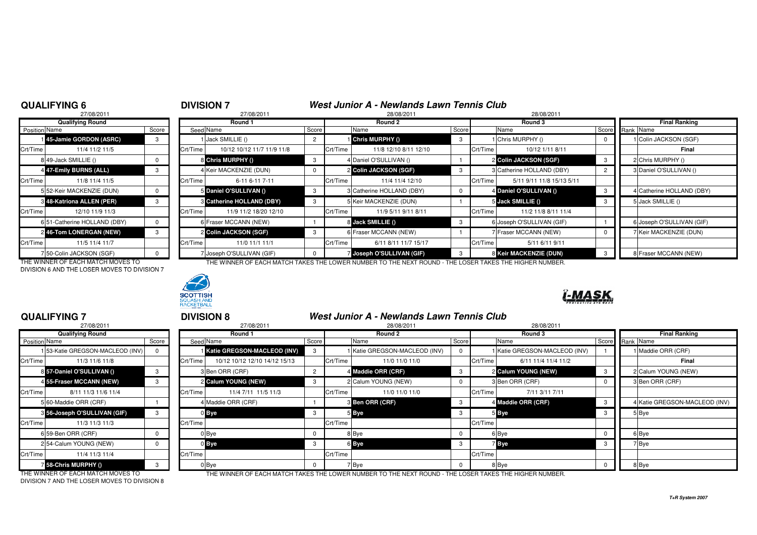## QUALIFYING 6

27/08/2011

| Qualifying Round | | |
|---|---|---|
| Position | Name | Score |
| 1 | **45-Jamie GORDON (ASRC)** | 3 |
| Crt/Time | 11/4 11/2 11/5 | |
| 8 | 49-Jack SMILLIE () | 0 |
| 4 | **47-Emily BURNS (ALL)** | 3 |
| Crt/Time | 11/8 11/4 11/5 | |
| 5 | 52-Keir MACKENZIE (DUN) | 0 |
| 3 | **48-Katriona ALLEN (PER)** | 3 |
| Crt/Time | 12/10 11/9 11/3 | |
| 6 | 51-Catherine HOLLAND (DBY) | 0 |
| 2 | **46-Tom LONERGAN (NEW)** | 3 |
| Crt/Time | 11/5 11/4 11/7 | |
| 7 | 50-Colin JACKSON (SGF) | 0 |

THE WINNER OF EACH MATCH MOVES TO DIVISION 6 AND THE LOSER MOVES TO DIVISION 7

## DIVISION 7

### *West Junior A - Newlands Lawn Tennis Club*

| Round 1 (27/08/2011) | | | Round 2 (28/08/2011) | | | Round 3 (28/08/2011) | | |
|---|---|---|---|---|---|---|---|---|
| Seed | Name | Score | | Name | Score | | Name | Score |
| 1 | Jack SMILLIE () | 2 | 1 | **Chris MURPHY ()** | 3 | 1 | Chris MURPHY () | 0 |
| Crt/Time | 10/12 10/12 11/7 11/9 11/8 | | Crt/Time | 11/8 12/10 8/11 12/10 | | Crt/Time | 10/12 1/11 8/11 | |
| 8 | **Chris MURPHY ()** | 3 | 4 | Daniel O'SULLIVAN () | 1 | 2 | **Colin JACKSON (SGF)** | 3 |
| 4 | Keir MACKENZIE (DUN) | 0 | 2 | **Colin JACKSON (SGF)** | 3 | 3 | Catherine HOLLAND (DBY) | 2 |
| Crt/Time | 6-11 6-11 7-11 | | Crt/Time | 11/4 11/4 12/10 | | Crt/Time | 5/11 9/11 11/8 15/13 5/11 | |
| 5 | **Daniel O'SULLIVAN ()** | 3 | 3 | Catherine HOLLAND (DBY) | 0 | 4 | **Daniel O'SULLIVAN ()** | 3 |
| 3 | **Catherine HOLLAND (DBY)** | 3 | 5 | Keir MACKENZIE (DUN) | 1 | 5 | **Jack SMILLIE ()** | 3 |
| Crt/Time | 11/9 11/2 18/20 12/10 | | Crt/Time | 11/9 5/11 9/11 8/11 | | Crt/Time | 11/2 11/8 8/11 11/4 | |
| 6 | Fraser MCCANN (NEW) | 1 | 8 | **Jack SMILLIE ()** | 3 | 6 | Joseph O'SULLIVAN (GIF) | 1 |
| 2 | **Colin JACKSON (SGF)** | 3 | 6 | Fraser MCCANN (NEW) | 1 | 7 | Fraser MCCANN (NEW) | 0 |
| Crt/Time | 11/0 11/1 11/1 | | Crt/Time | 6/11 8/11 11/7 15/17 | | Crt/Time | 5/11 6/11 9/11 | |
| 7 | Joseph O'SULLIVAN (GIF) | 0 | 7 | **Joseph O'SULLIVAN (GIF)** | 3 | 8 | **Keir MACKENZIE (DUN)** | 3 |

THE WINNER OF EACH MATCH TAKES THE LOWER NUMBER TO THE NEXT ROUND - THE LOSER TAKES THE HIGHER NUMBER.

| Final Ranking | |
|---|---|
| Rank | Name |
| 1 | Colin JACKSON (SGF) |
| | **Final** |
| 2 | Chris MURPHY () |
| 3 | Daniel O'SULLIVAN () |
| 4 | Catherine HOLLAND (DBY) |
| 5 | Jack SMILLIE () |
| 6 | Joseph O'SULLIVAN (GIF) |
| 7 | Keir MACKENZIE (DUN) |
| 8 | Fraser MCCANN (NEW) |

## QUALIFYING 7

27/08/2011

| Qualifying Round | | |
|---|---|---|
| Position | Name | Score |
| 1 | 53-Katie GREGSON-MACLEOD (INV) | 0 |
| Crt/Time | 11/3 11/6 11/8 | |
| 8 | **57-Daniel O'SULLIVAN ()** | 3 |
| 4 | **55-Fraser MCCANN (NEW)** | 3 |
| Crt/Time | 8/11 11/3 11/6 11/4 | |
| 5 | 60-Maddie ORR (CRF) | 1 |
| 3 | **56-Joseph O'SULLIVAN (GIF)** | 3 |
| Crt/Time | 11/3 11/3 11/3 | |
| 6 | 59-Ben ORR (CRF) | 0 |
| 2 | 54-Calum YOUNG (NEW) | 0 |
| Crt/Time | 11/4 11/3 11/4 | |
| 7 | **58-Chris MURPHY ()** | 3 |

THE WINNER OF EACH MATCH MOVES TO DIVISION 7 AND THE LOSER MOVES TO DIVISION 8

## DIVISION 8

### *West Junior A - Newlands Lawn Tennis Club*

| Round 1 (27/08/2011) | | | Round 2 (28/08/2011) | | | Round 3 (28/08/2011) | | |
|---|---|---|---|---|---|---|---|---|
| Seed | Name | Score | | Name | Score | | Name | Score |
| 1 | **Katie GREGSON-MACLEOD (INV)** | 3 | 1 | Katie GREGSON-MACLEOD (INV) | 0 | 1 | Katie GREGSON-MACLEOD (INV) | 1 |
| Crt/Time | 10/12 10/12 12/10 14/12 15/13 | | Crt/Time | 11/0 11/0 11/0 | | Crt/Time | 6/11 11/4 11/4 11/2 | |
| 3 | Ben ORR (CRF) | 2 | 4 | **Maddie ORR (CRF)** | 3 | 2 | **Calum YOUNG (NEW)** | 3 |
| 2 | **Calum YOUNG (NEW)** | 3 | 2 | Calum YOUNG (NEW) | 0 | 3 | Ben ORR (CRF) | 0 |
| Crt/Time | 11/4 7/11 11/5 11/3 | | Crt/Time | 11/0 11/0 11/0 | | Crt/Time | 7/11 3/11 7/11 | |
| 4 | Maddie ORR (CRF) | 1 | 3 | **Ben ORR (CRF)** | 3 | 4 | **Maddie ORR (CRF)** | 3 |
| 0 | **Bye** | 3 | 5 | **Bye** | 3 | 5 | **Bye** | 3 |
| Crt/Time | | | Crt/Time | | | Crt/Time | | |
| 0 | Bye | 0 | 8 | Bye | 0 | 6 | Bye | 0 |
| 0 | **Bye** | 3 | 6 | **Bye** | 3 | 7 | **Bye** | 3 |
| Crt/Time | | | Crt/Time | | | Crt/Time | | |
| 0 | Bye | 0 | 7 | Bye | 0 | 8 | Bye | 0 |

THE WINNER OF EACH MATCH TAKES THE LOWER NUMBER TO THE NEXT ROUND - THE LOSER TAKES THE HIGHER NUMBER.

| Final Ranking | |
|---|---|
| Rank | Name |
| 1 | Maddie ORR (CRF) |
| | **Final** |
| 2 | Calum YOUNG (NEW) |
| 3 | Ben ORR (CRF) |
| 4 | Katie GREGSON-MACLEOD (INV) |
| 5 | Bye |
| 6 | Bye |
| 7 | Bye |
| 8 | Bye |

*T+R System 2007*